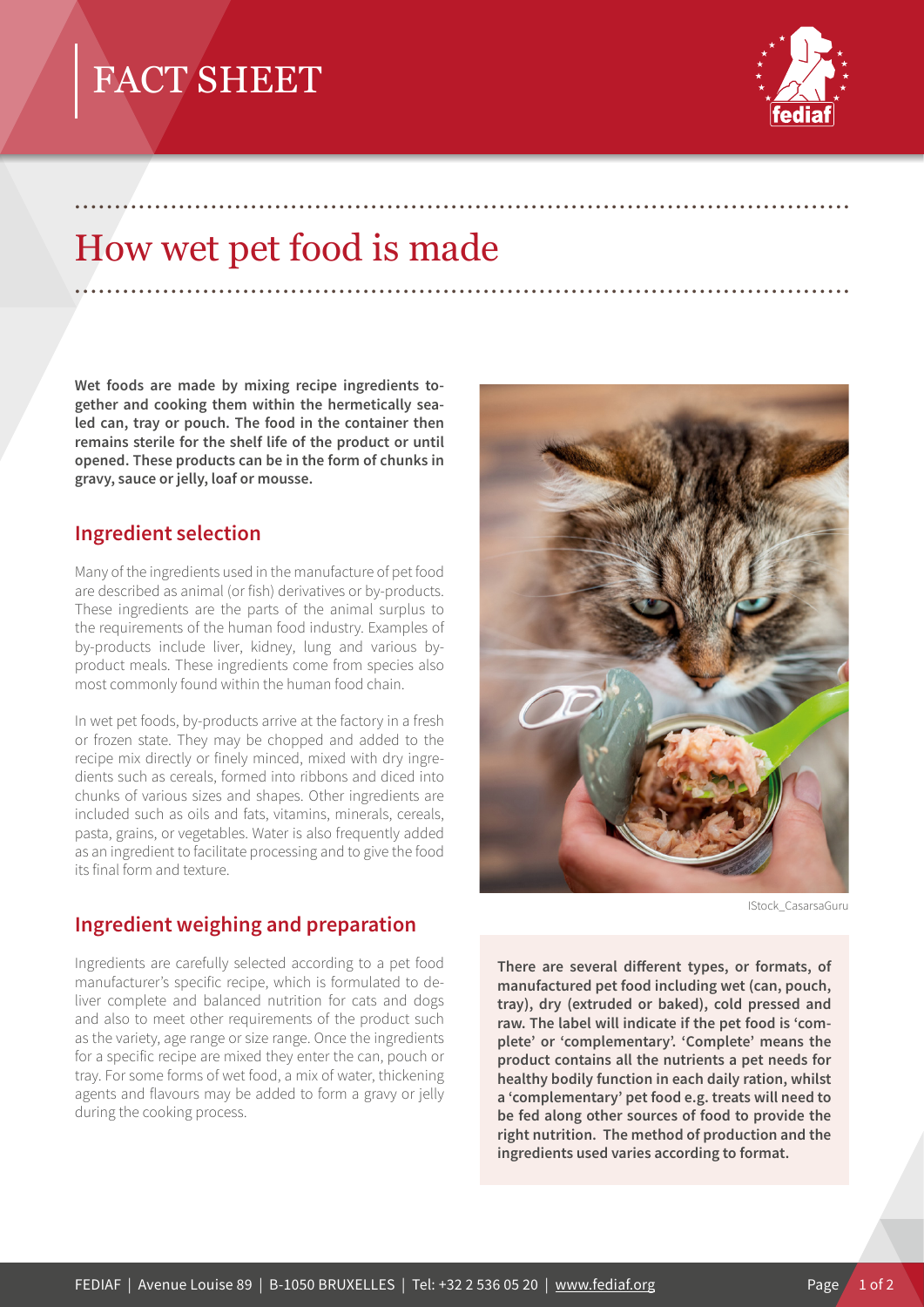# FACT SHEET

# How wet pet food is made

**Wet foods are made by mixing recipe ingredients together and cooking them within the hermetically sealed can, tray or pouch. The food in the container then remains sterile for the shelf life of the product or until opened. These products can be in the form of chunks in gravy, sauce or jelly, loaf or mousse.**

## Ingredient selection

Many of the ingredients used in the manufacture of pet food are described as animal (or fish) derivatives or by-products. These ingredients are the parts of the animal surplus to the requirements of the human food industry. Examples of by-products include liver, kidney, lung and various by-product meals. These ingredients come from species also most commonly found within the human food chain.

In wet pet foods, by-products arrive at the factory in a fresh or frozen state. They may be chopped and added to the recipe mix directly or finely minced, mixed with dry ingredients such as cereals, formed into ribbons and diced into chunks of various sizes and shapes. Other ingredients are included such as oils and fats, vitamins, minerals, cereals, pasta, grains, or vegetables. Water is also frequently added as an ingredient to facilitate processing and to give the food its final form and texture.

## Ingredient weighing and preparation

Ingredients are carefully selected according to a pet food manufacturer's specific recipe, which is formulated to deliver complete and balanced nutrition for cats and dogs and also to meet other requirements of the product such as the variety, age range or size range. Once the ingredients for a specific recipe are mixed they enter the can, pouch or tray. For some forms of wet food, a mix of water, thickening agents and flavours may be added to form a gravy or jelly during the cooking process.

IStock_CasarsaGuru

**There are several different types, or formats, of manufactured pet food including wet (can, pouch, tray), dry (extruded or baked), cold pressed and raw. The label will indicate if the pet food is 'complete' or 'complementary'. 'Complete' means the product contains all the nutrients a pet needs for healthy bodily function in each daily ration, whilst a 'complementary' pet food e.g. treats will need to be fed along other sources of food to provide the right nutrition. The method of production and the ingredients used varies according to format.**

FEDIAF | Avenue Louise 89 | B-1050 BRUXELLES | Tel: +32 2 536 05 20 | www.fediaf.org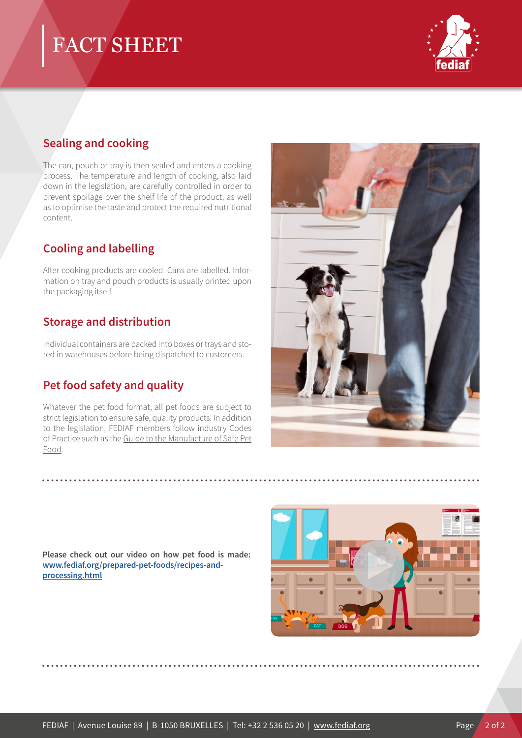## Sealing and cooking

The can, pouch or tray is then sealed and enters a cooking process. The temperature and length of cooking, also laid down in the legislation, are carefully controlled in order to prevent spoilage over the shelf life of the product, as well as to optimise the taste and protect the required nutritional content.

## Cooling and labelling

After cooking products are cooled. Cans are labelled. Information on tray and pouch products is usually printed upon the packaging itself.

## Storage and distribution

Individual containers are packed into boxes or trays and stored in warehouses before being dispatched to customers.

## Pet food safety and quality

Whatever the pet food format, all pet foods are subject to strict legislation to ensure safe, quality products. In addition to the legislation, FEDIAF members follow industry Codes of Practice such as the Guide to the Manufacture of Safe Pet Food.

**Please check out our video on how pet food is made: www.fediaf.org/prepared-pet-foods/recipes-and-processing.html**